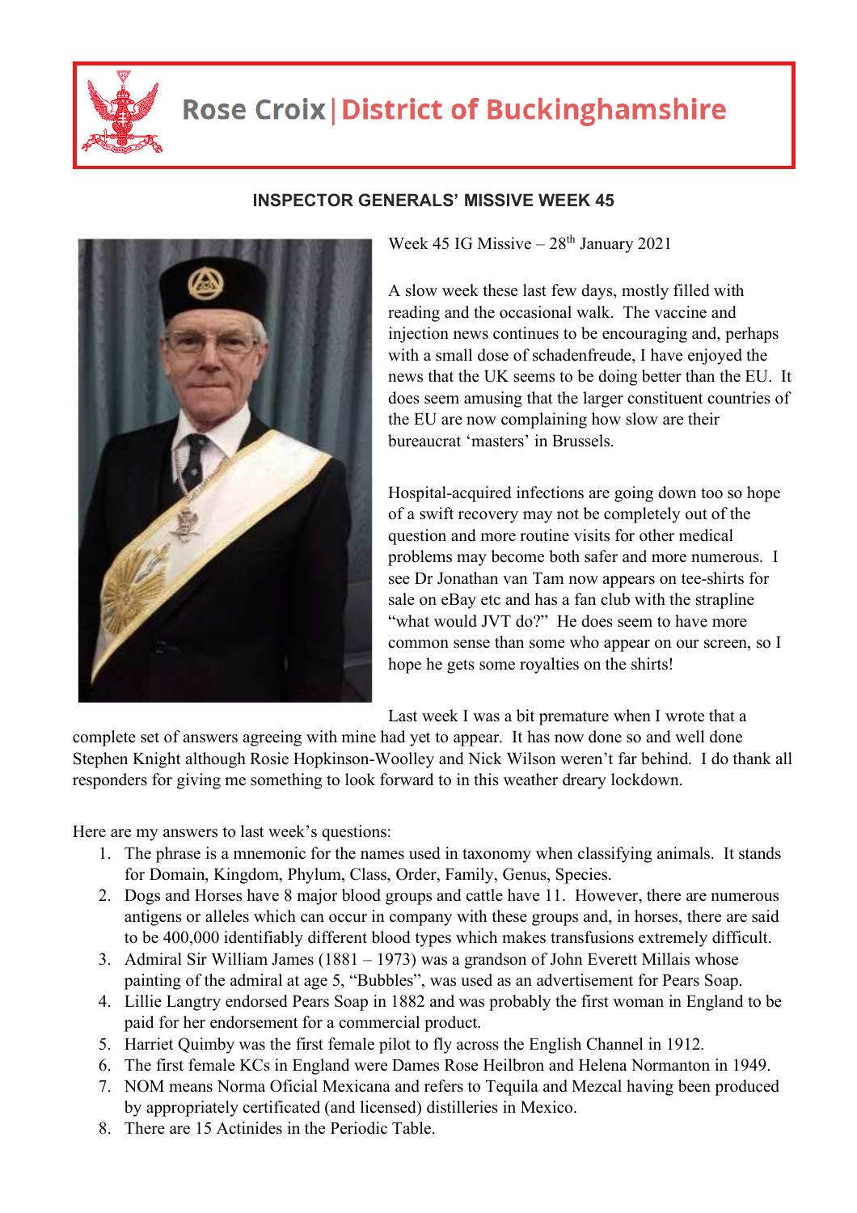# Rose Croix | District of Buckinghamshire

## INSPECTOR GENERALS' MISSIVE WEEK 45

Week 45 IG Missive – 28th January 2021

A slow week these last few days, mostly filled with reading and the occasional walk. The vaccine and injection news continues to be encouraging and, perhaps with a small dose of schadenfreude, I have enjoyed the news that the UK seems to be doing better than the EU. It does seem amusing that the larger constituent countries of the EU are now complaining how slow are their bureaucrat 'masters' in Brussels.

Hospital-acquired infections are going down too so hope of a swift recovery may not be completely out of the question and more routine visits for other medical problems may become both safer and more numerous. I see Dr Jonathan van Tam now appears on tee-shirts for sale on eBay etc and has a fan club with the strapline "what would JVT do?" He does seem to have more common sense than some who appear on our screen, so I hope he gets some royalties on the shirts!

Last week I was a bit premature when I wrote that a complete set of answers agreeing with mine had yet to appear. It has now done so and well done Stephen Knight although Rosie Hopkinson-Woolley and Nick Wilson weren't far behind. I do thank all responders for giving me something to look forward to in this weather dreary lockdown.

Here are my answers to last week's questions:

1. The phrase is a mnemonic for the names used in taxonomy when classifying animals. It stands for Domain, Kingdom, Phylum, Class, Order, Family, Genus, Species.
2. Dogs and Horses have 8 major blood groups and cattle have 11. However, there are numerous antigens or alleles which can occur in company with these groups and, in horses, there are said to be 400,000 identifiably different blood types which makes transfusions extremely difficult.
3. Admiral Sir William James (1881 – 1973) was a grandson of John Everett Millais whose painting of the admiral at age 5, "Bubbles", was used as an advertisement for Pears Soap.
4. Lillie Langtry endorsed Pears Soap in 1882 and was probably the first woman in England to be paid for her endorsement for a commercial product.
5. Harriet Quimby was the first female pilot to fly across the English Channel in 1912.
6. The first female KCs in England were Dames Rose Heilbron and Helena Normanton in 1949.
7. NOM means Norma Oficial Mexicana and refers to Tequila and Mezcal having been produced by appropriately certificated (and licensed) distilleries in Mexico.
8. There are 15 Actinides in the Periodic Table.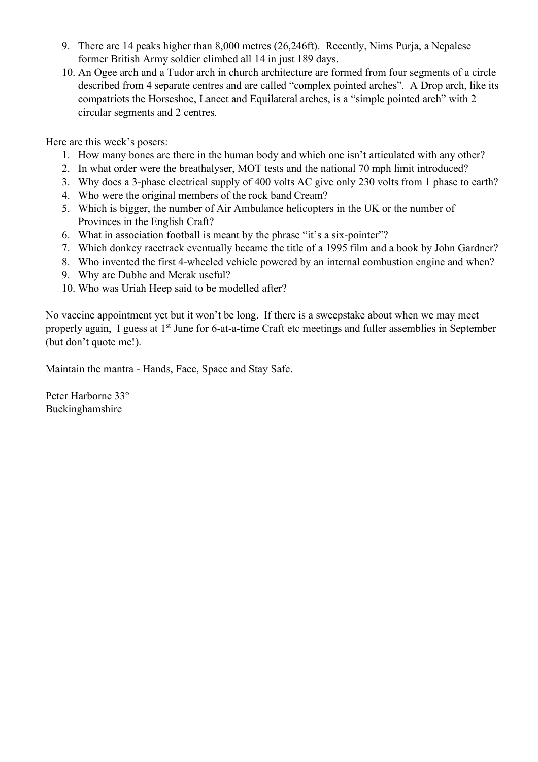9. There are 14 peaks higher than 8,000 metres (26,246ft). Recently, Nims Purja, a Nepalese former British Army soldier climbed all 14 in just 189 days.
10. An Ogee arch and a Tudor arch in church architecture are formed from four segments of a circle described from 4 separate centres and are called "complex pointed arches". A Drop arch, like its compatriots the Horseshoe, Lancet and Equilateral arches, is a "simple pointed arch" with 2 circular segments and 2 centres.

Here are this week's posers:

1. How many bones are there in the human body and which one isn't articulated with any other?
2. In what order were the breathalyser, MOT tests and the national 70 mph limit introduced?
3. Why does a 3-phase electrical supply of 400 volts AC give only 230 volts from 1 phase to earth?
4. Who were the original members of the rock band Cream?
5. Which is bigger, the number of Air Ambulance helicopters in the UK or the number of Provinces in the English Craft?
6. What in association football is meant by the phrase "it's a six-pointer"?
7. Which donkey racetrack eventually became the title of a 1995 film and a book by John Gardner?
8. Who invented the first 4-wheeled vehicle powered by an internal combustion engine and when?
9. Why are Dubhe and Merak useful?
10. Who was Uriah Heep said to be modelled after?

No vaccine appointment yet but it won't be long. If there is a sweepstake about when we may meet properly again, I guess at 1st June for 6-at-a-time Craft etc meetings and fuller assemblies in September (but don't quote me!).

Maintain the mantra - Hands, Face, Space and Stay Safe.

Peter Harborne 33°
Buckinghamshire